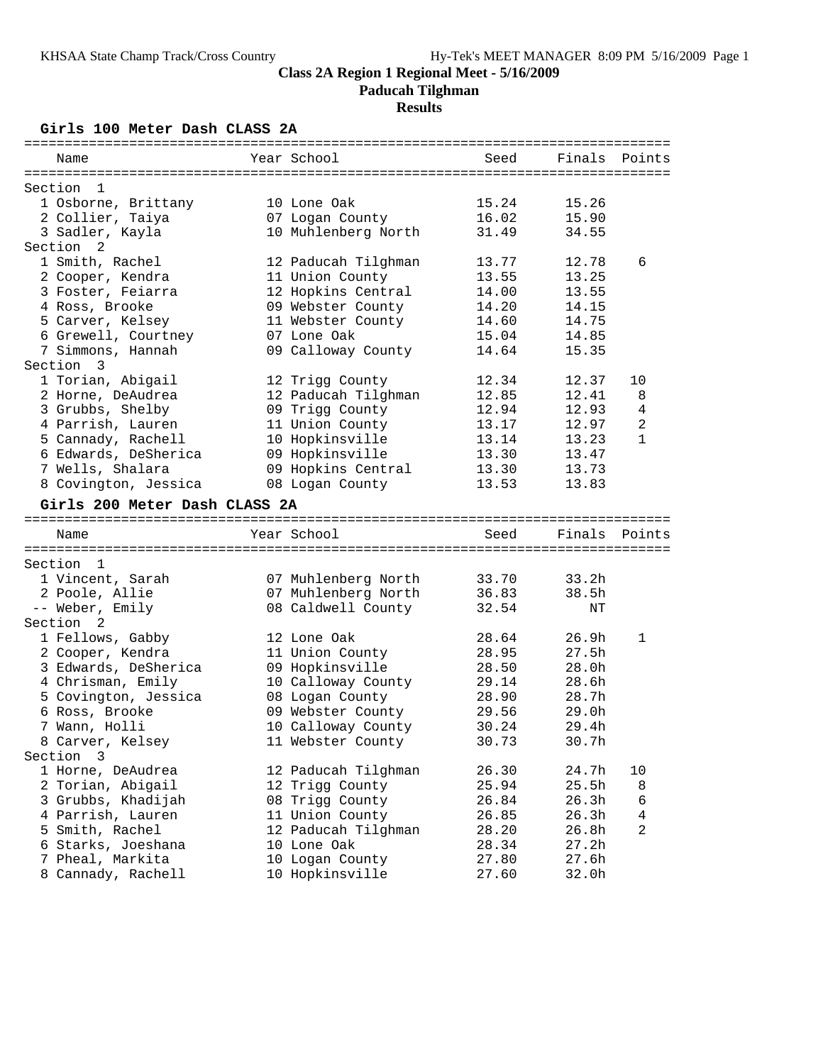# Class 2A Region 1 Regional Meet - 5/16/2009

## Paducah Tilghman

### Results

**Girls 100 Meter Dash CLASS 2A**

| Name | Year | School | Seed | Finals | Points |
|---|---|---|---|---|---|
| **Section 1** | | | | | |
| 1 Osborne, Brittany | 10 | Lone Oak | 15.24 | 15.26 | |
| 2 Collier, Taiya | 07 | Logan County | 16.02 | 15.90 | |
| 3 Sadler, Kayla | 10 | Muhlenberg North | 31.49 | 34.55 | |
| **Section 2** | | | | | |
| 1 Smith, Rachel | 12 | Paducah Tilghman | 13.77 | 12.78 | 6 |
| 2 Cooper, Kendra | 11 | Union County | 13.55 | 13.25 | |
| 3 Foster, Feiarra | 12 | Hopkins Central | 14.00 | 13.55 | |
| 4 Ross, Brooke | 09 | Webster County | 14.20 | 14.15 | |
| 5 Carver, Kelsey | 11 | Webster County | 14.60 | 14.75 | |
| 6 Grewell, Courtney | 07 | Lone Oak | 15.04 | 14.85 | |
| 7 Simmons, Hannah | 09 | Calloway County | 14.64 | 15.35 | |
| **Section 3** | | | | | |
| 1 Torian, Abigail | 12 | Trigg County | 12.34 | 12.37 | 10 |
| 2 Horne, DeAudrea | 12 | Paducah Tilghman | 12.85 | 12.41 | 8 |
| 3 Grubbs, Shelby | 09 | Trigg County | 12.94 | 12.93 | 4 |
| 4 Parrish, Lauren | 11 | Union County | 13.17 | 12.97 | 2 |
| 5 Cannady, Rachell | 10 | Hopkinsville | 13.14 | 13.23 | 1 |
| 6 Edwards, DeSherica | 09 | Hopkinsville | 13.30 | 13.47 | |
| 7 Wells, Shalara | 09 | Hopkins Central | 13.30 | 13.73 | |
| 8 Covington, Jessica | 08 | Logan County | 13.53 | 13.83 | |

**Girls 200 Meter Dash CLASS 2A**

| Name | Year | School | Seed | Finals | Points |
|---|---|---|---|---|---|
| **Section 1** | | | | | |
| 1 Vincent, Sarah | 07 | Muhlenberg North | 33.70 | 33.2h | |
| 2 Poole, Allie | 07 | Muhlenberg North | 36.83 | 38.5h | |
| -- Weber, Emily | 08 | Caldwell County | 32.54 | NT | |
| **Section 2** | | | | | |
| 1 Fellows, Gabby | 12 | Lone Oak | 28.64 | 26.9h | 1 |
| 2 Cooper, Kendra | 11 | Union County | 28.95 | 27.5h | |
| 3 Edwards, DeSherica | 09 | Hopkinsville | 28.50 | 28.0h | |
| 4 Chrisman, Emily | 10 | Calloway County | 29.14 | 28.6h | |
| 5 Covington, Jessica | 08 | Logan County | 28.90 | 28.7h | |
| 6 Ross, Brooke | 09 | Webster County | 29.56 | 29.0h | |
| 7 Wann, Holli | 10 | Calloway County | 30.24 | 29.4h | |
| 8 Carver, Kelsey | 11 | Webster County | 30.73 | 30.7h | |
| **Section 3** | | | | | |
| 1 Horne, DeAudrea | 12 | Paducah Tilghman | 26.30 | 24.7h | 10 |
| 2 Torian, Abigail | 12 | Trigg County | 25.94 | 25.5h | 8 |
| 3 Grubbs, Khadijah | 08 | Trigg County | 26.84 | 26.3h | 6 |
| 4 Parrish, Lauren | 11 | Union County | 26.85 | 26.3h | 4 |
| 5 Smith, Rachel | 12 | Paducah Tilghman | 28.20 | 26.8h | 2 |
| 6 Starks, Joeshana | 10 | Lone Oak | 28.34 | 27.2h | |
| 7 Pheal, Markita | 10 | Logan County | 27.80 | 27.6h | |
| 8 Cannady, Rachell | 10 | Hopkinsville | 27.60 | 32.0h | |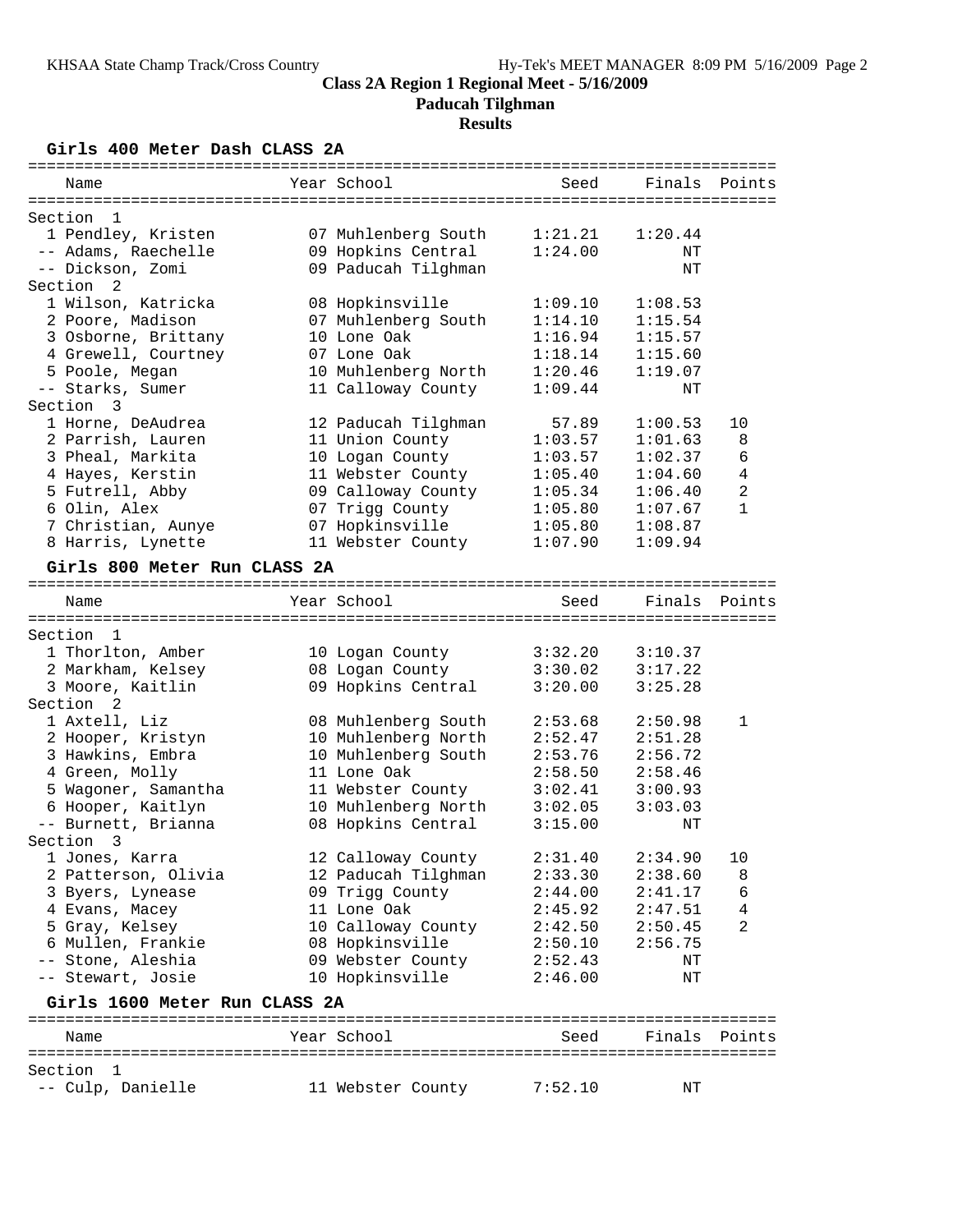# Class 2A Region 1 Regional Meet - 5/16/2009

## Paducah Tilghman

### Results

#### Girls 400 Meter Dash CLASS 2A

| Place | Name | Year | School | Seed | Finals | Points |
|---|---|---|---|---|---|---|
| **Section 1** | | | | | | |
| 1 | Pendley, Kristen | 07 | Muhlenberg South | 1:21.21 | 1:20.44 | |
| -- | Adams, Raechelle | 09 | Hopkins Central | 1:24.00 | NT | |
| -- | Dickson, Zomi | 09 | Paducah Tilghman | | NT | |
| **Section 2** | | | | | | |
| 1 | Wilson, Katricka | 08 | Hopkinsville | 1:09.10 | 1:08.53 | |
| 2 | Poore, Madison | 07 | Muhlenberg South | 1:14.10 | 1:15.54 | |
| 3 | Osborne, Brittany | 10 | Lone Oak | 1:16.94 | 1:15.57 | |
| 4 | Grewell, Courtney | 07 | Lone Oak | 1:18.14 | 1:15.60 | |
| 5 | Poole, Megan | 10 | Muhlenberg North | 1:20.46 | 1:19.07 | |
| -- | Starks, Sumer | 11 | Calloway County | 1:09.44 | NT | |
| **Section 3** | | | | | | |
| 1 | Horne, DeAudrea | 12 | Paducah Tilghman | 57.89 | 1:00.53 | 10 |
| 2 | Parrish, Lauren | 11 | Union County | 1:03.57 | 1:01.63 | 8 |
| 3 | Pheal, Markita | 10 | Logan County | 1:03.57 | 1:02.37 | 6 |
| 4 | Hayes, Kerstin | 11 | Webster County | 1:05.40 | 1:04.60 | 4 |
| 5 | Futrell, Abby | 09 | Calloway County | 1:05.34 | 1:06.40 | 2 |
| 6 | Olin, Alex | 07 | Trigg County | 1:05.80 | 1:07.67 | 1 |
| 7 | Christian, Aunye | 07 | Hopkinsville | 1:05.80 | 1:08.87 | |
| 8 | Harris, Lynette | 11 | Webster County | 1:07.90 | 1:09.94 | |

#### Girls 800 Meter Run CLASS 2A

| Place | Name | Year | School | Seed | Finals | Points |
|---|---|---|---|---|---|---|
| **Section 1** | | | | | | |
| 1 | Thorlton, Amber | 10 | Logan County | 3:32.20 | 3:10.37 | |
| 2 | Markham, Kelsey | 08 | Logan County | 3:30.02 | 3:17.22 | |
| 3 | Moore, Kaitlin | 09 | Hopkins Central | 3:20.00 | 3:25.28 | |
| **Section 2** | | | | | | |
| 1 | Axtell, Liz | 08 | Muhlenberg South | 2:53.68 | 2:50.98 | 1 |
| 2 | Hooper, Kristyn | 10 | Muhlenberg North | 2:52.47 | 2:51.28 | |
| 3 | Hawkins, Embra | 10 | Muhlenberg South | 2:53.76 | 2:56.72 | |
| 4 | Green, Molly | 11 | Lone Oak | 2:58.50 | 2:58.46 | |
| 5 | Wagoner, Samantha | 11 | Webster County | 3:02.41 | 3:00.93 | |
| 6 | Hooper, Kaitlyn | 10 | Muhlenberg North | 3:02.05 | 3:03.03 | |
| -- | Burnett, Brianna | 08 | Hopkins Central | 3:15.00 | NT | |
| **Section 3** | | | | | | |
| 1 | Jones, Karra | 12 | Calloway County | 2:31.40 | 2:34.90 | 10 |
| 2 | Patterson, Olivia | 12 | Paducah Tilghman | 2:33.30 | 2:38.60 | 8 |
| 3 | Byers, Lynease | 09 | Trigg County | 2:44.00 | 2:41.17 | 6 |
| 4 | Evans, Macey | 11 | Lone Oak | 2:45.92 | 2:47.51 | 4 |
| 5 | Gray, Kelsey | 10 | Calloway County | 2:42.50 | 2:50.45 | 2 |
| 6 | Mullen, Frankie | 08 | Hopkinsville | 2:50.10 | 2:56.75 | |
| -- | Stone, Aleshia | 09 | Webster County | 2:52.43 | NT | |
| -- | Stewart, Josie | 10 | Hopkinsville | 2:46.00 | NT | |

#### Girls 1600 Meter Run CLASS 2A

| Place | Name | Year | School | Seed | Finals | Points |
|---|---|---|---|---|---|---|
| **Section 1** | | | | | | |
| -- | Culp, Danielle | 11 | Webster County | 7:52.10 | NT | |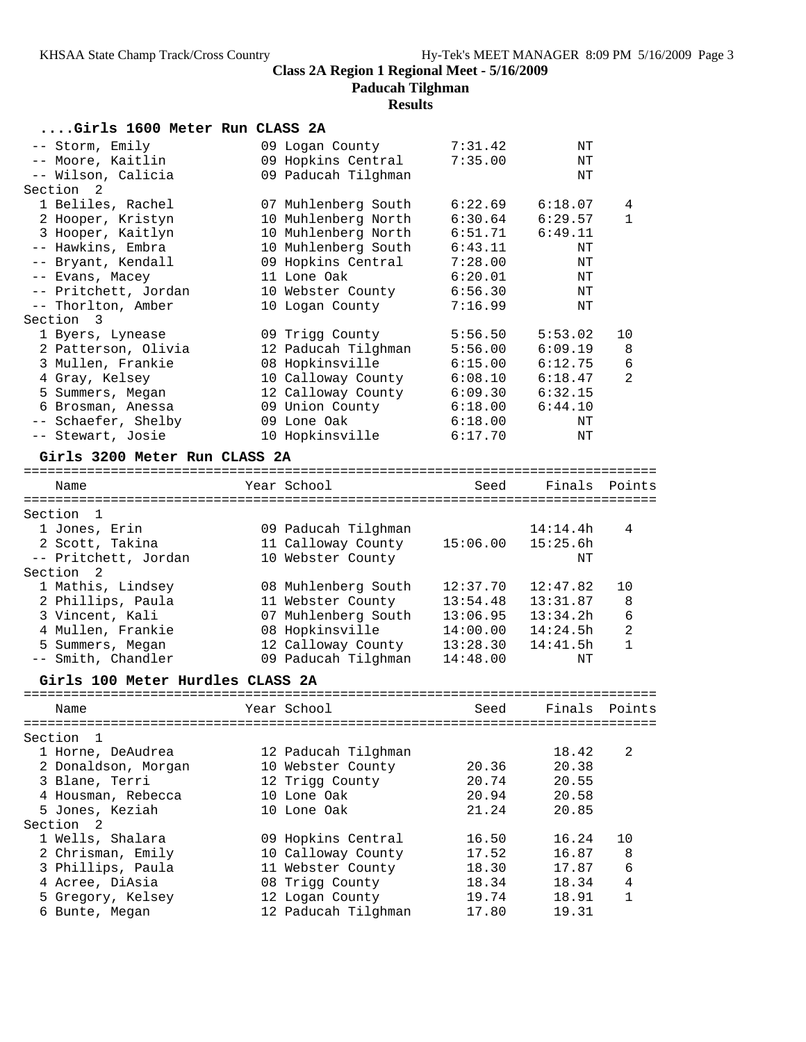**Class 2A Region 1 Regional Meet - 5/16/2009**

**Paducah Tilghman**

**Results**

### ....Girls 1600 Meter Run CLASS 2A

| Name | Year | School | Seed | Finals | Points |
|---|---|---|---|---|---|
| -- Storm, Emily | 09 | Logan County | 7:31.42 | NT | |
| -- Moore, Kaitlin | 09 | Hopkins Central | 7:35.00 | NT | |
| -- Wilson, Calicia | 09 | Paducah Tilghman | | NT | |
| **Section 2** | | | | | |
| 1 Beliles, Rachel | 07 | Muhlenberg South | 6:22.69 | 6:18.07 | 4 |
| 2 Hooper, Kristyn | 10 | Muhlenberg North | 6:30.64 | 6:29.57 | 1 |
| 3 Hooper, Kaitlyn | 10 | Muhlenberg North | 6:51.71 | 6:49.11 | |
| -- Hawkins, Embra | 10 | Muhlenberg South | 6:43.11 | NT | |
| -- Bryant, Kendall | 09 | Hopkins Central | 7:28.00 | NT | |
| -- Evans, Macey | 11 | Lone Oak | 6:20.01 | NT | |
| -- Pritchett, Jordan | 10 | Webster County | 6:56.30 | NT | |
| -- Thorlton, Amber | 10 | Logan County | 7:16.99 | NT | |
| **Section 3** | | | | | |
| 1 Byers, Lynease | 09 | Trigg County | 5:56.50 | 5:53.02 | 10 |
| 2 Patterson, Olivia | 12 | Paducah Tilghman | 5:56.00 | 6:09.19 | 8 |
| 3 Mullen, Frankie | 08 | Hopkinsville | 6:15.00 | 6:12.75 | 6 |
| 4 Gray, Kelsey | 10 | Calloway County | 6:08.10 | 6:18.47 | 2 |
| 5 Summers, Megan | 12 | Calloway County | 6:09.30 | 6:32.15 | |
| 6 Brosman, Anessa | 09 | Union County | 6:18.00 | 6:44.10 | |
| -- Schaefer, Shelby | 09 | Lone Oak | 6:18.00 | NT | |
| -- Stewart, Josie | 10 | Hopkinsville | 6:17.70 | NT | |

### Girls 3200 Meter Run CLASS 2A

| Name | Year | School | Seed | Finals | Points |
|---|---|---|---|---|---|
| **Section 1** | | | | | |
| 1 Jones, Erin | 09 | Paducah Tilghman | | 14:14.4h | 4 |
| 2 Scott, Takina | 11 | Calloway County | 15:06.00 | 15:25.6h | |
| -- Pritchett, Jordan | 10 | Webster County | | NT | |
| **Section 2** | | | | | |
| 1 Mathis, Lindsey | 08 | Muhlenberg South | 12:37.70 | 12:47.82 | 10 |
| 2 Phillips, Paula | 11 | Webster County | 13:54.48 | 13:31.87 | 8 |
| 3 Vincent, Kali | 07 | Muhlenberg South | 13:06.95 | 13:34.2h | 6 |
| 4 Mullen, Frankie | 08 | Hopkinsville | 14:00.00 | 14:24.5h | 2 |
| 5 Summers, Megan | 12 | Calloway County | 13:28.30 | 14:41.5h | 1 |
| -- Smith, Chandler | 09 | Paducah Tilghman | 14:48.00 | NT | |

### Girls 100 Meter Hurdles CLASS 2A

| Name | Year | School | Seed | Finals | Points |
|---|---|---|---|---|---|
| **Section 1** | | | | | |
| 1 Horne, DeAudrea | 12 | Paducah Tilghman | | 18.42 | 2 |
| 2 Donaldson, Morgan | 10 | Webster County | 20.36 | 20.38 | |
| 3 Blane, Terri | 12 | Trigg County | 20.74 | 20.55 | |
| 4 Housman, Rebecca | 10 | Lone Oak | 20.94 | 20.58 | |
| 5 Jones, Keziah | 10 | Lone Oak | 21.24 | 20.85 | |
| **Section 2** | | | | | |
| 1 Wells, Shalara | 09 | Hopkins Central | 16.50 | 16.24 | 10 |
| 2 Chrisman, Emily | 10 | Calloway County | 17.52 | 16.87 | 8 |
| 3 Phillips, Paula | 11 | Webster County | 18.30 | 17.87 | 6 |
| 4 Acree, DiAsia | 08 | Trigg County | 18.34 | 18.34 | 4 |
| 5 Gregory, Kelsey | 12 | Logan County | 19.74 | 18.91 | 1 |
| 6 Bunte, Megan | 12 | Paducah Tilghman | 17.80 | 19.31 | |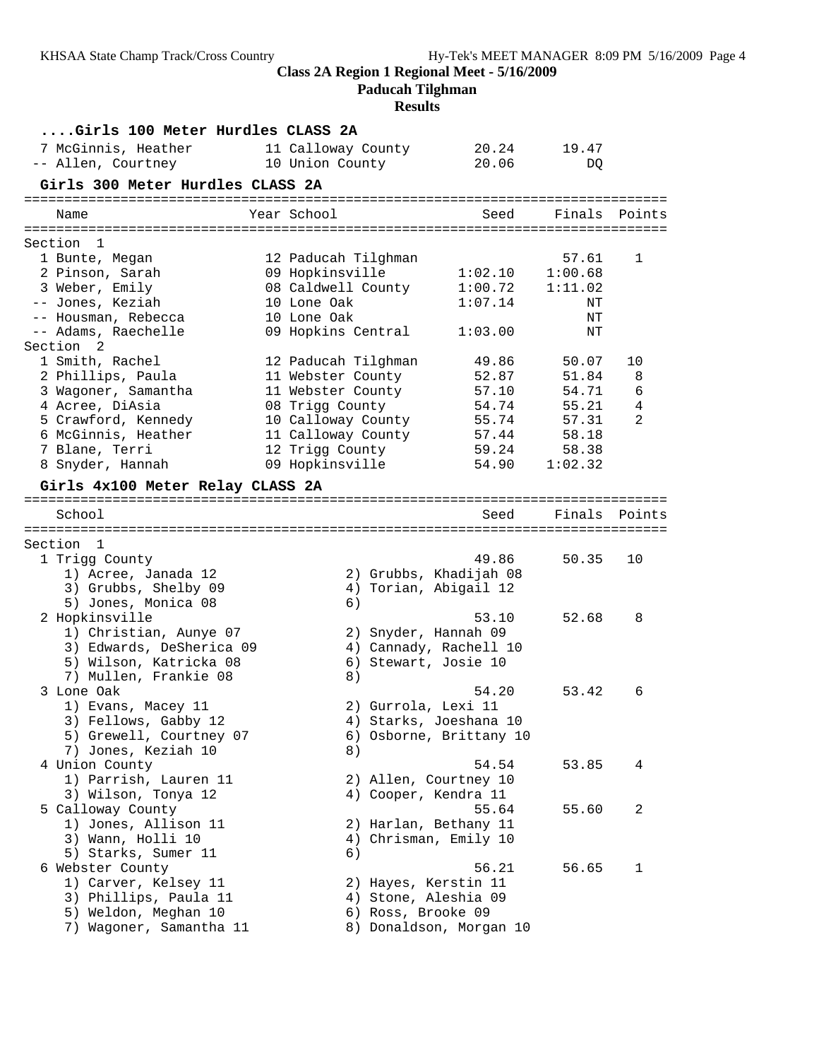## Class 2A Region 1 Regional Meet - 5/16/2009

### Paducah Tilghman

### Results

#### ....Girls 100 Meter Hurdles CLASS 2A

| Place | Name | Year | School | Seed | Finals | Points |
|---|---|---|---|---|---|---|
| 7 | McGinnis, Heather | 11 | Calloway County | 20.24 | 19.47 | |
| -- | Allen, Courtney | 10 | Union County | 20.06 | DQ | |

#### Girls 300 Meter Hurdles CLASS 2A

| Place | Name | Year | School | Seed | Finals | Points |
|---|---|---|---|---|---|---|
| **Section 1** | | | | | | |
| 1 | Bunte, Megan | 12 | Paducah Tilghman | | 57.61 | 1 |
| 2 | Pinson, Sarah | 09 | Hopkinsville | 1:02.10 | 1:00.68 | |
| 3 | Weber, Emily | 08 | Caldwell County | 1:00.72 | 1:11.02 | |
| -- | Jones, Keziah | 10 | Lone Oak | 1:07.14 | NT | |
| -- | Housman, Rebecca | 10 | Lone Oak | | NT | |
| -- | Adams, Raechelle | 09 | Hopkins Central | 1:03.00 | NT | |
| **Section 2** | | | | | | |
| 1 | Smith, Rachel | 12 | Paducah Tilghman | 49.86 | 50.07 | 10 |
| 2 | Phillips, Paula | 11 | Webster County | 52.87 | 51.84 | 8 |
| 3 | Wagoner, Samantha | 11 | Webster County | 57.10 | 54.71 | 6 |
| 4 | Acree, DiAsia | 08 | Trigg County | 54.74 | 55.21 | 4 |
| 5 | Crawford, Kennedy | 10 | Calloway County | 55.74 | 57.31 | 2 |
| 6 | McGinnis, Heather | 11 | Calloway County | 57.44 | 58.18 | |
| 7 | Blane, Terri | 12 | Trigg County | 59.24 | 58.38 | |
| 8 | Snyder, Hannah | 09 | Hopkinsville | 54.90 | 1:02.32 | |

#### Girls 4x100 Meter Relay CLASS 2A

| Place | School | Seed | Finals | Points |
|---|---|---|---|---|
| **Section 1** | | | | |
| 1 | Trigg County | 49.86 | 50.35 | 10 |
| | 1) Acree, Janada 12; 2) Grubbs, Khadijah 08; 3) Grubbs, Shelby 09; 4) Torian, Abigail 12; 5) Jones, Monica 08; 6) | | | |
| 2 | Hopkinsville | 53.10 | 52.68 | 8 |
| | 1) Christian, Aunye 07; 2) Snyder, Hannah 09; 3) Edwards, DeSherica 09; 4) Cannady, Rachell 10; 5) Wilson, Katricka 08; 6) Stewart, Josie 10; 7) Mullen, Frankie 08; 8) | | | |
| 3 | Lone Oak | 54.20 | 53.42 | 6 |
| | 1) Evans, Macey 11; 2) Gurrola, Lexi 11; 3) Fellows, Gabby 12; 4) Starks, Joeshana 10; 5) Grewell, Courtney 07; 6) Osborne, Brittany 10; 7) Jones, Keziah 10; 8) | | | |
| 4 | Union County | 54.54 | 53.85 | 4 |
| | 1) Parrish, Lauren 11; 2) Allen, Courtney 10; 3) Wilson, Tonya 12; 4) Cooper, Kendra 11 | | | |
| 5 | Calloway County | 55.64 | 55.60 | 2 |
| | 1) Jones, Allison 11; 2) Harlan, Bethany 11; 3) Wann, Holli 10; 4) Chrisman, Emily 10; 5) Starks, Sumer 11; 6) | | | |
| 6 | Webster County | 56.21 | 56.65 | 1 |
| | 1) Carver, Kelsey 11; 2) Hayes, Kerstin 11; 3) Phillips, Paula 11; 4) Stone, Aleshia 09; 5) Weldon, Meghan 10; 6) Ross, Brooke 09; 7) Wagoner, Samantha 11; 8) Donaldson, Morgan 10 | | | |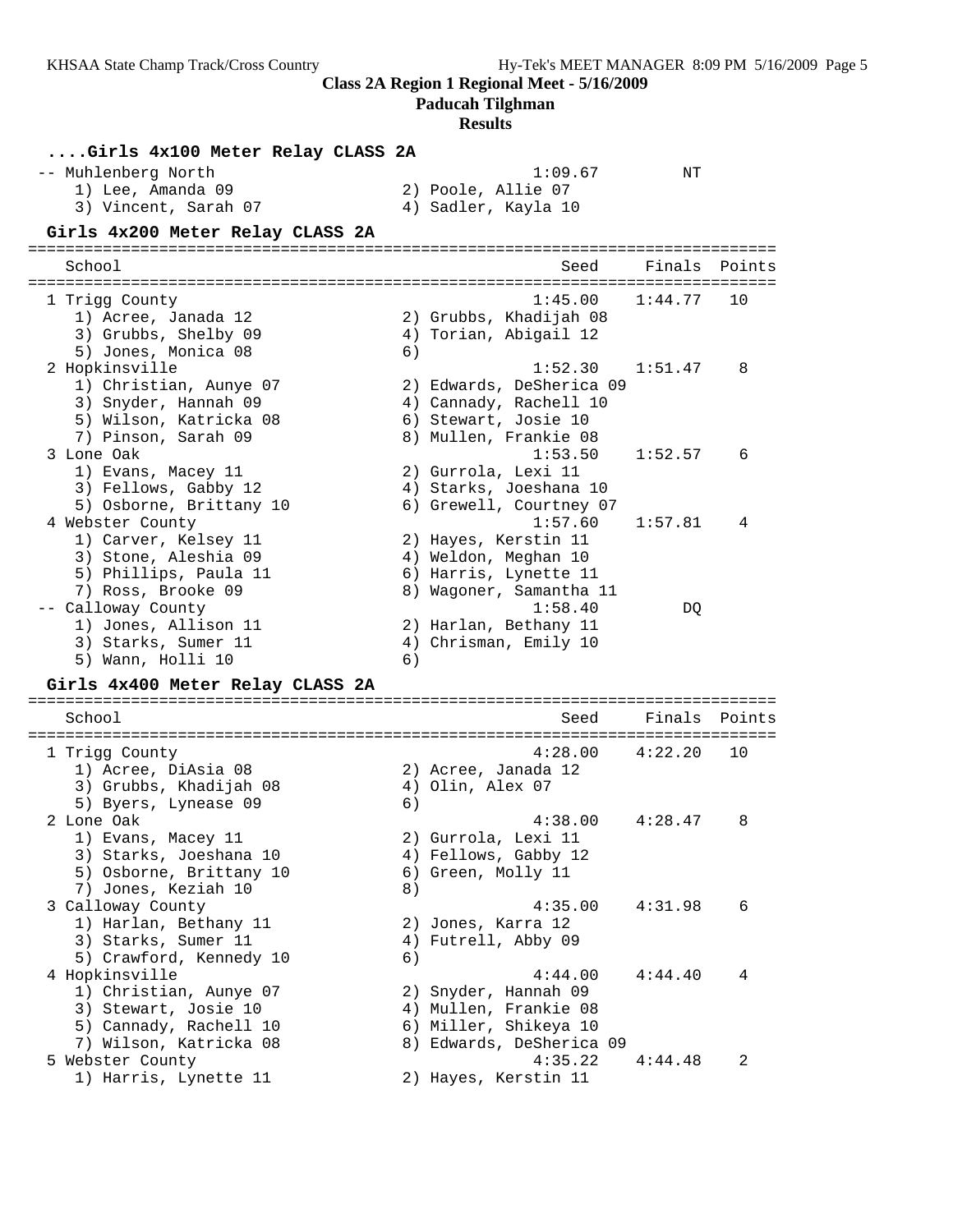**Class 2A Region 1 Regional Meet - 5/16/2009**

**Paducah Tilghman**

**Results**

### ....Girls 4x100 Meter Relay CLASS 2A

```
 -- Muhlenberg North                                  1:09.67         NT
    1) Lee, Amanda 09                  2) Poole, Allie 07
    3) Vincent, Sarah 07               4) Sadler, Kayla 10
```

### Girls 4x200 Meter Relay CLASS 2A

```
==============================================================================
   School                                             Seed     Finals  Points
==============================================================================
  1 Trigg County                                      1:45.00    1:44.77   10
     1) Acree, Janada 12               2) Grubbs, Khadijah 08
     3) Grubbs, Shelby 09              4) Torian, Abigail 12
     5) Jones, Monica 08               6)
  2 Hopkinsville                                      1:52.30    1:51.47    8
     1) Christian, Aunye 07            2) Edwards, DeSherica 09
     3) Snyder, Hannah 09              4) Cannady, Rachell 10
     5) Wilson, Katricka 08            6) Stewart, Josie 10
     7) Pinson, Sarah 09               8) Mullen, Frankie 08
  3 Lone Oak                                          1:53.50    1:52.57    6
     1) Evans, Macey 11                2) Gurrola, Lexi 11
     3) Fellows, Gabby 12              4) Starks, Joeshana 10
     5) Osborne, Brittany 10           6) Grewell, Courtney 07
  4 Webster County                                    1:57.60    1:57.81    4
     1) Carver, Kelsey 11              2) Hayes, Kerstin 11
     3) Stone, Aleshia 09              4) Weldon, Meghan 10
     5) Phillips, Paula 11             6) Harris, Lynette 11
     7) Ross, Brooke 09                8) Wagoner, Samantha 11
 -- Calloway County                                   1:58.40         DQ
     1) Jones, Allison 11              2) Harlan, Bethany 11
     3) Starks, Sumer 11               4) Chrisman, Emily 10
     5) Wann, Holli 10                 6)
```

### Girls 4x400 Meter Relay CLASS 2A

```
==============================================================================
   School                                             Seed     Finals  Points
==============================================================================
  1 Trigg County                                      4:28.00    4:22.20   10
     1) Acree, DiAsia 08               2) Acree, Janada 12
     3) Grubbs, Khadijah 08            4) Olin, Alex 07
     5) Byers, Lynease 09              6)
  2 Lone Oak                                          4:38.00    4:28.47    8
     1) Evans, Macey 11                2) Gurrola, Lexi 11
     3) Starks, Joeshana 10            4) Fellows, Gabby 12
     5) Osborne, Brittany 10           6) Green, Molly 11
     7) Jones, Keziah 10               8)
  3 Calloway County                                   4:35.00    4:31.98    6
     1) Harlan, Bethany 11             2) Jones, Karra 12
     3) Starks, Sumer 11               4) Futrell, Abby 09
     5) Crawford, Kennedy 10           6)
  4 Hopkinsville                                      4:44.00    4:44.40    4
     1) Christian, Aunye 07            2) Snyder, Hannah 09
     3) Stewart, Josie 10              4) Mullen, Frankie 08
     5) Cannady, Rachell 10            6) Miller, Shikeya 10
     7) Wilson, Katricka 08            8) Edwards, DeSherica 09
  5 Webster County                                    4:35.22    4:44.48    2
     1) Harris, Lynette 11             2) Hayes, Kerstin 11
```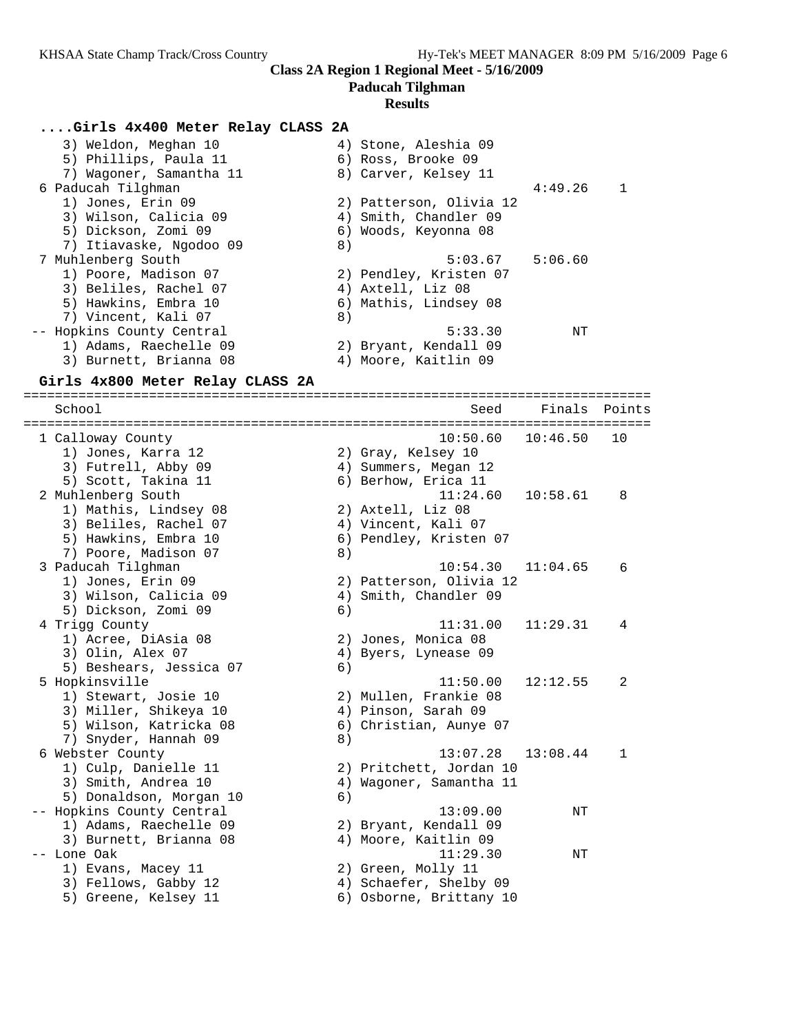**Class 2A Region 1 Regional Meet - 5/16/2009**

**Paducah Tilghman**

**Results**

### ....Girls 4x400 Meter Relay CLASS 2A

```
    3) Weldon, Meghan 10              4) Stone, Aleshia 09
    5) Phillips, Paula 11             6) Ross, Brooke 09
    7) Wagoner, Samantha 11           8) Carver, Kelsey 11
  6 Paducah Tilghman                                       4:49.26    1
    1) Jones, Erin 09                 2) Patterson, Olivia 12
    3) Wilson, Calicia 09             4) Smith, Chandler 09
    5) Dickson, Zomi 09               6) Woods, Keyonna 08
    7) Itiavaske, Ngodoo 09           8)
  7 Muhlenberg South                             5:03.67   5:06.60
    1) Poore, Madison 07              2) Pendley, Kristen 07
    3) Beliles, Rachel 07             4) Axtell, Liz 08
    5) Hawkins, Embra 10              6) Mathis, Lindsey 08
    7) Vincent, Kali 07               8)
 -- Hopkins County Central                       5:33.30        NT
    1) Adams, Raechelle 09            2) Bryant, Kendall 09
    3) Burnett, Brianna 08            4) Moore, Kaitlin 09
```

### Girls 4x800 Meter Relay CLASS 2A

```
================================================================================
    School                                           Seed     Finals  Points
================================================================================
  1 Calloway County                              10:50.60  10:46.50   10
    1) Jones, Karra 12                2) Gray, Kelsey 10
    3) Futrell, Abby 09               4) Summers, Megan 12
    5) Scott, Takina 11               6) Berhow, Erica 11
  2 Muhlenberg South                             11:24.60  10:58.61    8
    1) Mathis, Lindsey 08             2) Axtell, Liz 08
    3) Beliles, Rachel 07             4) Vincent, Kali 07
    5) Hawkins, Embra 10              6) Pendley, Kristen 07
    7) Poore, Madison 07              8)
  3 Paducah Tilghman                             10:54.30  11:04.65    6
    1) Jones, Erin 09                 2) Patterson, Olivia 12
    3) Wilson, Calicia 09             4) Smith, Chandler 09
    5) Dickson, Zomi 09               6)
  4 Trigg County                                 11:31.00  11:29.31    4
    1) Acree, DiAsia 08               2) Jones, Monica 08
    3) Olin, Alex 07                  4) Byers, Lynease 09
    5) Beshears, Jessica 07           6)
  5 Hopkinsville                                 11:50.00  12:12.55    2
    1) Stewart, Josie 10              2) Mullen, Frankie 08
    3) Miller, Shikeya 10             4) Pinson, Sarah 09
    5) Wilson, Katricka 08            6) Christian, Aunye 07
    7) Snyder, Hannah 09              8)
  6 Webster County                               13:07.28  13:08.44    1
    1) Culp, Danielle 11              2) Pritchett, Jordan 10
    3) Smith, Andrea 10               4) Wagoner, Samantha 11
    5) Donaldson, Morgan 10           6)
 -- Hopkins County Central                       13:09.00        NT
    1) Adams, Raechelle 09            2) Bryant, Kendall 09
    3) Burnett, Brianna 08            4) Moore, Kaitlin 09
 -- Lone Oak                                     11:29.30        NT
    1) Evans, Macey 11                2) Green, Molly 11
    3) Fellows, Gabby 12              4) Schaefer, Shelby 09
    5) Greene, Kelsey 11              6) Osborne, Brittany 10
```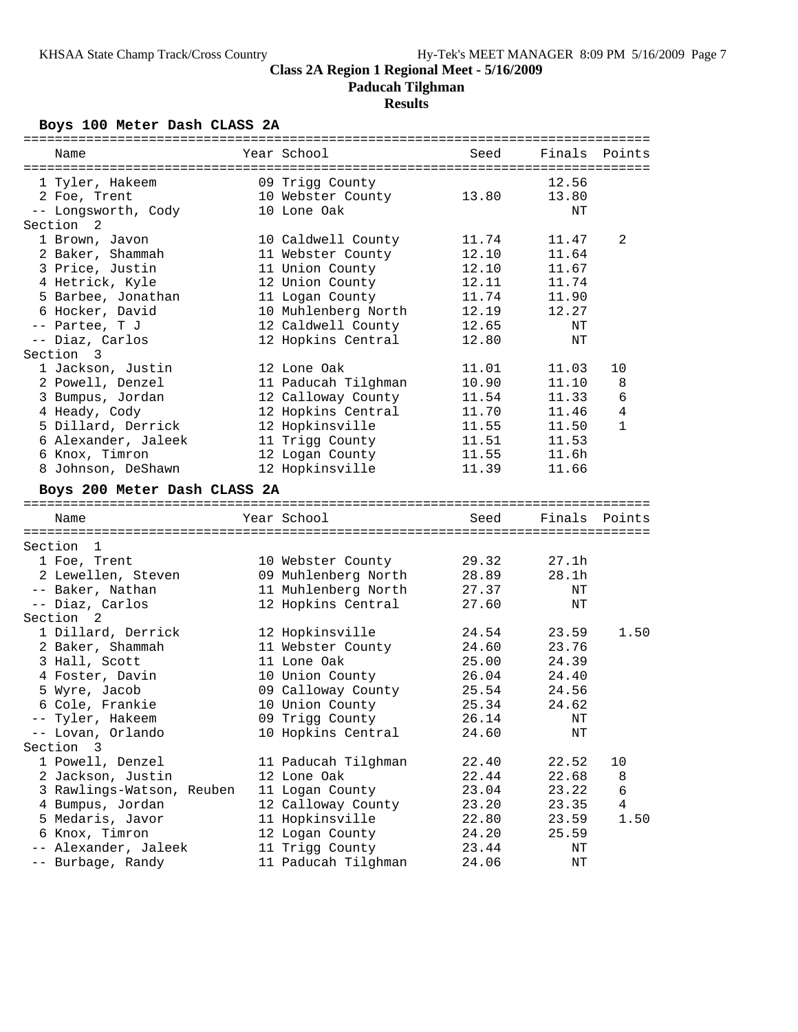# Class 2A Region 1 Regional Meet - 5/16/2009

**Paducah Tilghman**

**Results**

## Boys 100 Meter Dash CLASS 2A

| Name | Year | School | Seed | Finals | Points |
|---|---|---|---|---|---|
| 1 Tyler, Hakeem | 09 | Trigg County | | 12.56 | |
| 2 Foe, Trent | 10 | Webster County | 13.80 | 13.80 | |
| -- Longsworth, Cody | 10 | Lone Oak | | NT | |
| **Section 2** | | | | | |
| 1 Brown, Javon | 10 | Caldwell County | 11.74 | 11.47 | 2 |
| 2 Baker, Shammah | 11 | Webster County | 12.10 | 11.64 | |
| 3 Price, Justin | 11 | Union County | 12.10 | 11.67 | |
| 4 Hetrick, Kyle | 12 | Union County | 12.11 | 11.74 | |
| 5 Barbee, Jonathan | 11 | Logan County | 11.74 | 11.90 | |
| 6 Hocker, David | 10 | Muhlenberg North | 12.19 | 12.27 | |
| -- Partee, T J | 12 | Caldwell County | 12.65 | NT | |
| -- Diaz, Carlos | 12 | Hopkins Central | 12.80 | NT | |
| **Section 3** | | | | | |
| 1 Jackson, Justin | 12 | Lone Oak | 11.01 | 11.03 | 10 |
| 2 Powell, Denzel | 11 | Paducah Tilghman | 10.90 | 11.10 | 8 |
| 3 Bumpus, Jordan | 12 | Calloway County | 11.54 | 11.33 | 6 |
| 4 Heady, Cody | 12 | Hopkins Central | 11.70 | 11.46 | 4 |
| 5 Dillard, Derrick | 12 | Hopkinsville | 11.55 | 11.50 | 1 |
| 6 Alexander, Jaleek | 11 | Trigg County | 11.51 | 11.53 | |
| 6 Knox, Timron | 12 | Logan County | 11.55 | 11.6h | |
| 8 Johnson, DeShawn | 12 | Hopkinsville | 11.39 | 11.66 | |

## Boys 200 Meter Dash CLASS 2A

| Name | Year | School | Seed | Finals | Points |
|---|---|---|---|---|---|
| **Section 1** | | | | | |
| 1 Foe, Trent | 10 | Webster County | 29.32 | 27.1h | |
| 2 Lewellen, Steven | 09 | Muhlenberg North | 28.89 | 28.1h | |
| -- Baker, Nathan | 11 | Muhlenberg North | 27.37 | NT | |
| -- Diaz, Carlos | 12 | Hopkins Central | 27.60 | NT | |
| **Section 2** | | | | | |
| 1 Dillard, Derrick | 12 | Hopkinsville | 24.54 | 23.59 | 1.50 |
| 2 Baker, Shammah | 11 | Webster County | 24.60 | 23.76 | |
| 3 Hall, Scott | 11 | Lone Oak | 25.00 | 24.39 | |
| 4 Foster, Davin | 10 | Union County | 26.04 | 24.40 | |
| 5 Wyre, Jacob | 09 | Calloway County | 25.54 | 24.56 | |
| 6 Cole, Frankie | 10 | Union County | 25.34 | 24.62 | |
| -- Tyler, Hakeem | 09 | Trigg County | 26.14 | NT | |
| -- Lovan, Orlando | 10 | Hopkins Central | 24.60 | NT | |
| **Section 3** | | | | | |
| 1 Powell, Denzel | 11 | Paducah Tilghman | 22.40 | 22.52 | 10 |
| 2 Jackson, Justin | 12 | Lone Oak | 22.44 | 22.68 | 8 |
| 3 Rawlings-Watson, Reuben | 11 | Logan County | 23.04 | 23.22 | 6 |
| 4 Bumpus, Jordan | 12 | Calloway County | 23.20 | 23.35 | 4 |
| 5 Medaris, Javor | 11 | Hopkinsville | 22.80 | 23.59 | 1.50 |
| 6 Knox, Timron | 12 | Logan County | 24.20 | 25.59 | |
| -- Alexander, Jaleek | 11 | Trigg County | 23.44 | NT | |
| -- Burbage, Randy | 11 | Paducah Tilghman | 24.06 | NT | |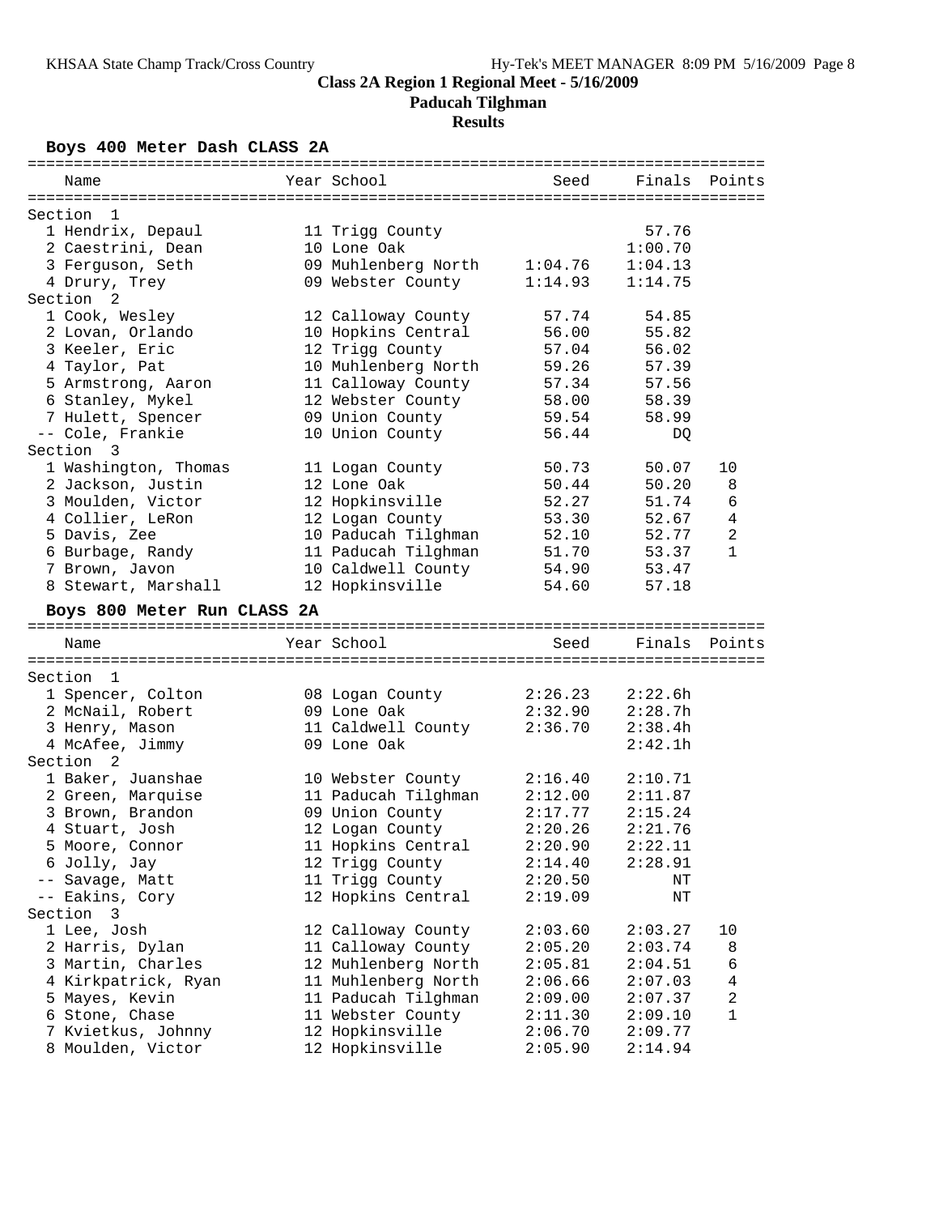**Class 2A Region 1 Regional Meet - 5/16/2009**

**Paducah Tilghman**

**Results**

### Boys 400 Meter Dash CLASS 2A

| | Name | Year | School | Seed | Finals | Points |
|---|---|---|---|---|---|---|
| **Section 1** | | | | | | |
| 1 | Hendrix, Depaul | 11 | Trigg County | | 57.76 | |
| 2 | Caestrini, Dean | 10 | Lone Oak | | 1:00.70 | |
| 3 | Ferguson, Seth | 09 | Muhlenberg North | 1:04.76 | 1:04.13 | |
| 4 | Drury, Trey | 09 | Webster County | 1:14.93 | 1:14.75 | |
| **Section 2** | | | | | | |
| 1 | Cook, Wesley | 12 | Calloway County | 57.74 | 54.85 | |
| 2 | Lovan, Orlando | 10 | Hopkins Central | 56.00 | 55.82 | |
| 3 | Keeler, Eric | 12 | Trigg County | 57.04 | 56.02 | |
| 4 | Taylor, Pat | 10 | Muhlenberg North | 59.26 | 57.39 | |
| 5 | Armstrong, Aaron | 11 | Calloway County | 57.34 | 57.56 | |
| 6 | Stanley, Mykel | 12 | Webster County | 58.00 | 58.39 | |
| 7 | Hulett, Spencer | 09 | Union County | 59.54 | 58.99 | |
| -- | Cole, Frankie | 10 | Union County | 56.44 | DQ | |
| **Section 3** | | | | | | |
| 1 | Washington, Thomas | 11 | Logan County | 50.73 | 50.07 | 10 |
| 2 | Jackson, Justin | 12 | Lone Oak | 50.44 | 50.20 | 8 |
| 3 | Moulden, Victor | 12 | Hopkinsville | 52.27 | 51.74 | 6 |
| 4 | Collier, LeRon | 12 | Logan County | 53.30 | 52.67 | 4 |
| 5 | Davis, Zee | 10 | Paducah Tilghman | 52.10 | 52.77 | 2 |
| 6 | Burbage, Randy | 11 | Paducah Tilghman | 51.70 | 53.37 | 1 |
| 7 | Brown, Javon | 10 | Caldwell County | 54.90 | 53.47 | |
| 8 | Stewart, Marshall | 12 | Hopkinsville | 54.60 | 57.18 | |

### Boys 800 Meter Run CLASS 2A

| | Name | Year | School | Seed | Finals | Points |
|---|---|---|---|---|---|---|
| **Section 1** | | | | | | |
| 1 | Spencer, Colton | 08 | Logan County | 2:26.23 | 2:22.6h | |
| 2 | McNail, Robert | 09 | Lone Oak | 2:32.90 | 2:28.7h | |
| 3 | Henry, Mason | 11 | Caldwell County | 2:36.70 | 2:38.4h | |
| 4 | McAfee, Jimmy | 09 | Lone Oak | | 2:42.1h | |
| **Section 2** | | | | | | |
| 1 | Baker, Juanshae | 10 | Webster County | 2:16.40 | 2:10.71 | |
| 2 | Green, Marquise | 11 | Paducah Tilghman | 2:12.00 | 2:11.87 | |
| 3 | Brown, Brandon | 09 | Union County | 2:17.77 | 2:15.24 | |
| 4 | Stuart, Josh | 12 | Logan County | 2:20.26 | 2:21.76 | |
| 5 | Moore, Connor | 11 | Hopkins Central | 2:20.90 | 2:22.11 | |
| 6 | Jolly, Jay | 12 | Trigg County | 2:14.40 | 2:28.91 | |
| -- | Savage, Matt | 11 | Trigg County | 2:20.50 | NT | |
| -- | Eakins, Cory | 12 | Hopkins Central | 2:19.09 | NT | |
| **Section 3** | | | | | | |
| 1 | Lee, Josh | 12 | Calloway County | 2:03.60 | 2:03.27 | 10 |
| 2 | Harris, Dylan | 11 | Calloway County | 2:05.20 | 2:03.74 | 8 |
| 3 | Martin, Charles | 12 | Muhlenberg North | 2:05.81 | 2:04.51 | 6 |
| 4 | Kirkpatrick, Ryan | 11 | Muhlenberg North | 2:06.66 | 2:07.03 | 4 |
| 5 | Mayes, Kevin | 11 | Paducah Tilghman | 2:09.00 | 2:07.37 | 2 |
| 6 | Stone, Chase | 11 | Webster County | 2:11.30 | 2:09.10 | 1 |
| 7 | Kvietkus, Johnny | 12 | Hopkinsville | 2:06.70 | 2:09.77 | |
| 8 | Moulden, Victor | 12 | Hopkinsville | 2:05.90 | 2:14.94 | |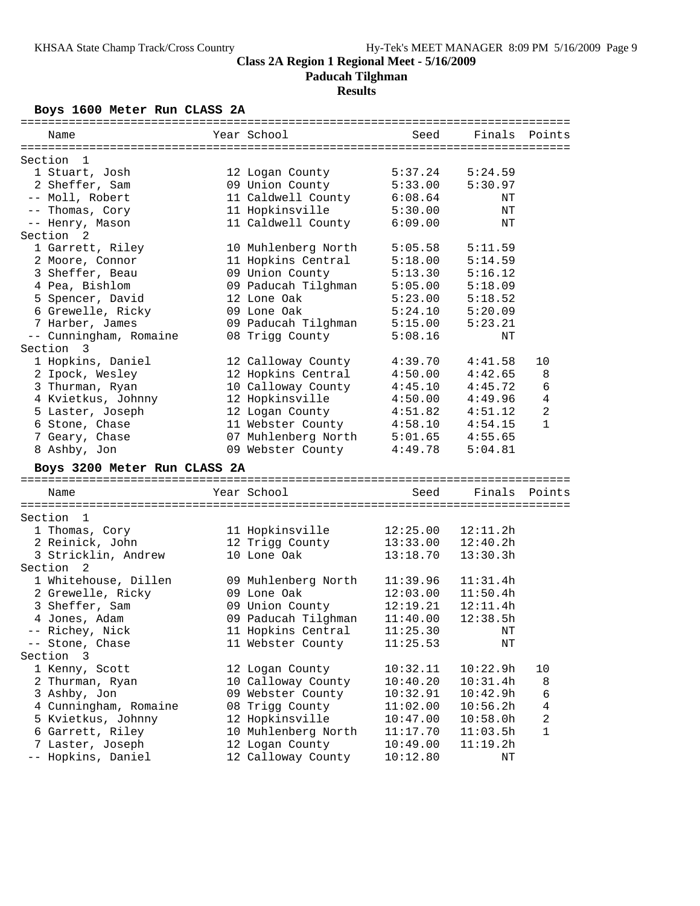# Class 2A Region 1 Regional Meet - 5/16/2009

## Paducah Tilghman

### Results

**Boys 1600 Meter Run CLASS 2A**

| Place | Name | Year | School | Seed | Finals | Points |
|---|---|---|---|---|---|---|
| **Section 1** | | | | | | |
| 1 | Stuart, Josh | 12 | Logan County | 5:37.24 | 5:24.59 | |
| 2 | Sheffer, Sam | 09 | Union County | 5:33.00 | 5:30.97 | |
| -- | Moll, Robert | 11 | Caldwell County | 6:08.64 | NT | |
| -- | Thomas, Cory | 11 | Hopkinsville | 5:30.00 | NT | |
| -- | Henry, Mason | 11 | Caldwell County | 6:09.00 | NT | |
| **Section 2** | | | | | | |
| 1 | Garrett, Riley | 10 | Muhlenberg North | 5:05.58 | 5:11.59 | |
| 2 | Moore, Connor | 11 | Hopkins Central | 5:18.00 | 5:14.59 | |
| 3 | Sheffer, Beau | 09 | Union County | 5:13.30 | 5:16.12 | |
| 4 | Pea, Bishlom | 09 | Paducah Tilghman | 5:05.00 | 5:18.09 | |
| 5 | Spencer, David | 12 | Lone Oak | 5:23.00 | 5:18.52 | |
| 6 | Grewelle, Ricky | 09 | Lone Oak | 5:24.10 | 5:20.09 | |
| 7 | Harber, James | 09 | Paducah Tilghman | 5:15.00 | 5:23.21 | |
| -- | Cunningham, Romaine | 08 | Trigg County | 5:08.16 | NT | |
| **Section 3** | | | | | | |
| 1 | Hopkins, Daniel | 12 | Calloway County | 4:39.70 | 4:41.58 | 10 |
| 2 | Ipock, Wesley | 12 | Hopkins Central | 4:50.00 | 4:42.65 | 8 |
| 3 | Thurman, Ryan | 10 | Calloway County | 4:45.10 | 4:45.72 | 6 |
| 4 | Kvietkus, Johnny | 12 | Hopkinsville | 4:50.00 | 4:49.96 | 4 |
| 5 | Laster, Joseph | 12 | Logan County | 4:51.82 | 4:51.12 | 2 |
| 6 | Stone, Chase | 11 | Webster County | 4:58.10 | 4:54.15 | 1 |
| 7 | Geary, Chase | 07 | Muhlenberg North | 5:01.65 | 4:55.65 | |
| 8 | Ashby, Jon | 09 | Webster County | 4:49.78 | 5:04.81 | |

**Boys 3200 Meter Run CLASS 2A**

| Place | Name | Year | School | Seed | Finals | Points |
|---|---|---|---|---|---|---|
| **Section 1** | | | | | | |
| 1 | Thomas, Cory | 11 | Hopkinsville | 12:25.00 | 12:11.2h | |
| 2 | Reinick, John | 12 | Trigg County | 13:33.00 | 12:40.2h | |
| 3 | Stricklin, Andrew | 10 | Lone Oak | 13:18.70 | 13:30.3h | |
| **Section 2** | | | | | | |
| 1 | Whitehouse, Dillen | 09 | Muhlenberg North | 11:39.96 | 11:31.4h | |
| 2 | Grewelle, Ricky | 09 | Lone Oak | 12:03.00 | 11:50.4h | |
| 3 | Sheffer, Sam | 09 | Union County | 12:19.21 | 12:11.4h | |
| 4 | Jones, Adam | 09 | Paducah Tilghman | 11:40.00 | 12:38.5h | |
| -- | Richey, Nick | 11 | Hopkins Central | 11:25.30 | NT | |
| -- | Stone, Chase | 11 | Webster County | 11:25.53 | NT | |
| **Section 3** | | | | | | |
| 1 | Kenny, Scott | 12 | Logan County | 10:32.11 | 10:22.9h | 10 |
| 2 | Thurman, Ryan | 10 | Calloway County | 10:40.20 | 10:31.4h | 8 |
| 3 | Ashby, Jon | 09 | Webster County | 10:32.91 | 10:42.9h | 6 |
| 4 | Cunningham, Romaine | 08 | Trigg County | 11:02.00 | 10:56.2h | 4 |
| 5 | Kvietkus, Johnny | 12 | Hopkinsville | 10:47.00 | 10:58.0h | 2 |
| 6 | Garrett, Riley | 10 | Muhlenberg North | 11:17.70 | 11:03.5h | 1 |
| 7 | Laster, Joseph | 12 | Logan County | 10:49.00 | 11:19.2h | |
| -- | Hopkins, Daniel | 12 | Calloway County | 10:12.80 | NT | |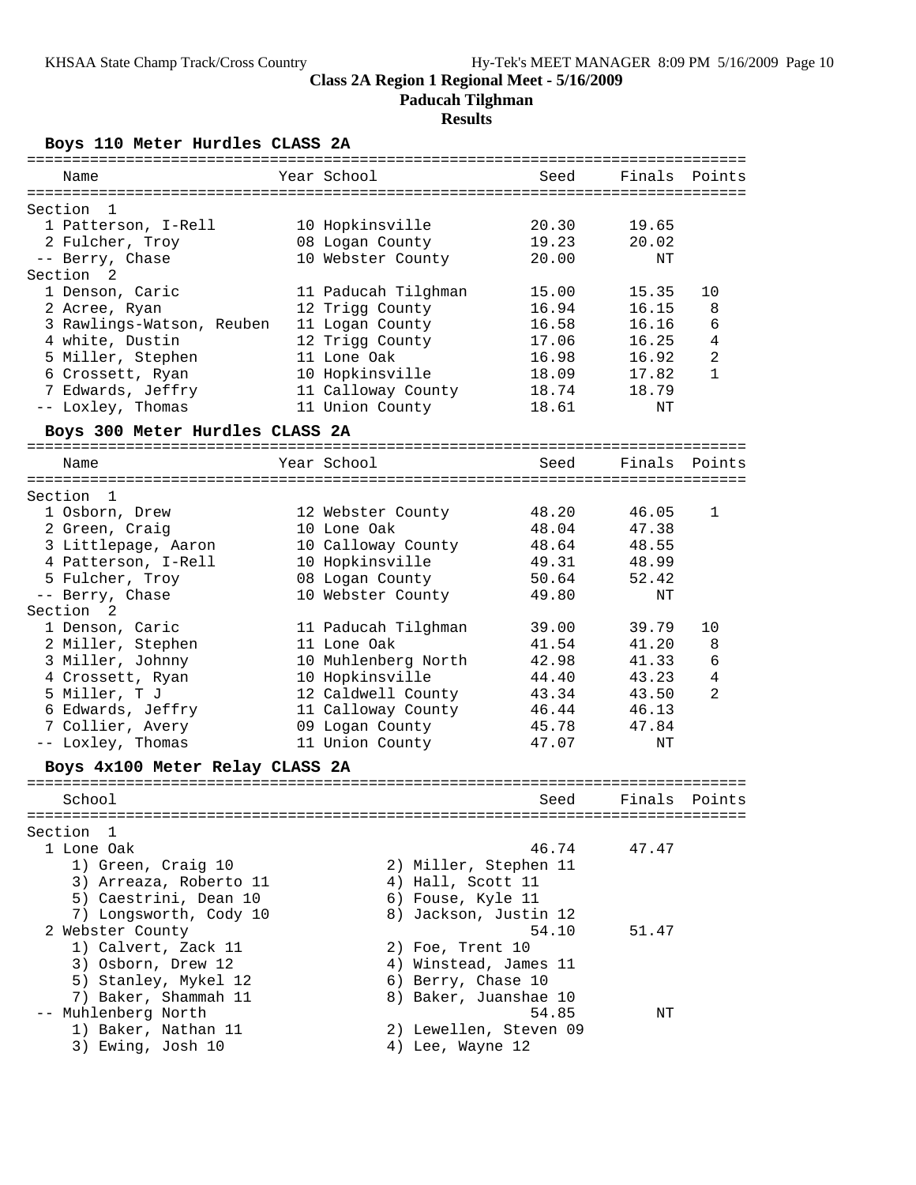**Class 2A Region 1 Regional Meet - 5/16/2009**

**Paducah Tilghman**

**Results**

### Boys 110 Meter Hurdles CLASS 2A

| Place | Name | Year | School | Seed | Finals | Points |
|---|---|---|---|---|---|---|
| **Section 1** | | | | | | |
| 1 | Patterson, I-Rell | 10 | Hopkinsville | 20.30 | 19.65 | |
| 2 | Fulcher, Troy | 08 | Logan County | 19.23 | 20.02 | |
| -- | Berry, Chase | 10 | Webster County | 20.00 | NT | |
| **Section 2** | | | | | | |
| 1 | Denson, Caric | 11 | Paducah Tilghman | 15.00 | 15.35 | 10 |
| 2 | Acree, Ryan | 12 | Trigg County | 16.94 | 16.15 | 8 |
| 3 | Rawlings-Watson, Reuben | 11 | Logan County | 16.58 | 16.16 | 6 |
| 4 | white, Dustin | 12 | Trigg County | 17.06 | 16.25 | 4 |
| 5 | Miller, Stephen | 11 | Lone Oak | 16.98 | 16.92 | 2 |
| 6 | Crossett, Ryan | 10 | Hopkinsville | 18.09 | 17.82 | 1 |
| 7 | Edwards, Jeffry | 11 | Calloway County | 18.74 | 18.79 | |
| -- | Loxley, Thomas | 11 | Union County | 18.61 | NT | |

### Boys 300 Meter Hurdles CLASS 2A

| Place | Name | Year | School | Seed | Finals | Points |
|---|---|---|---|---|---|---|
| **Section 1** | | | | | | |
| 1 | Osborn, Drew | 12 | Webster County | 48.20 | 46.05 | 1 |
| 2 | Green, Craig | 10 | Lone Oak | 48.04 | 47.38 | |
| 3 | Littlepage, Aaron | 10 | Calloway County | 48.64 | 48.55 | |
| 4 | Patterson, I-Rell | 10 | Hopkinsville | 49.31 | 48.99 | |
| 5 | Fulcher, Troy | 08 | Logan County | 50.64 | 52.42 | |
| -- | Berry, Chase | 10 | Webster County | 49.80 | NT | |
| **Section 2** | | | | | | |
| 1 | Denson, Caric | 11 | Paducah Tilghman | 39.00 | 39.79 | 10 |
| 2 | Miller, Stephen | 11 | Lone Oak | 41.54 | 41.20 | 8 |
| 3 | Miller, Johnny | 10 | Muhlenberg North | 42.98 | 41.33 | 6 |
| 4 | Crossett, Ryan | 10 | Hopkinsville | 44.40 | 43.23 | 4 |
| 5 | Miller, T J | 12 | Caldwell County | 43.34 | 43.50 | 2 |
| 6 | Edwards, Jeffry | 11 | Calloway County | 46.44 | 46.13 | |
| 7 | Collier, Avery | 09 | Logan County | 45.78 | 47.84 | |
| -- | Loxley, Thomas | 11 | Union County | 47.07 | NT | |

### Boys 4x100 Meter Relay CLASS 2A

| Place | School | Seed | Finals | Points |
|---|---|---|---|---|
| **Section 1** | | | | |
| 1 | Lone Oak | 46.74 | 47.47 | |
| 2 | Webster County | 54.10 | 51.47 | |
| -- | Muhlenberg North | 54.85 | NT | |

**1 Lone Oak**
1) Green, Craig 10
2) Miller, Stephen 11
3) Arreaza, Roberto 11
4) Hall, Scott 11
5) Caestrini, Dean 10
6) Fouse, Kyle 11
7) Longsworth, Cody 10
8) Jackson, Justin 12

**2 Webster County**
1) Calvert, Zack 11
2) Foe, Trent 10
3) Osborn, Drew 12
4) Winstead, James 11
5) Stanley, Mykel 12
6) Berry, Chase 10
7) Baker, Shammah 11
8) Baker, Juanshae 10

**-- Muhlenberg North**
1) Baker, Nathan 11
2) Lewellen, Steven 09
3) Ewing, Josh 10
4) Lee, Wayne 12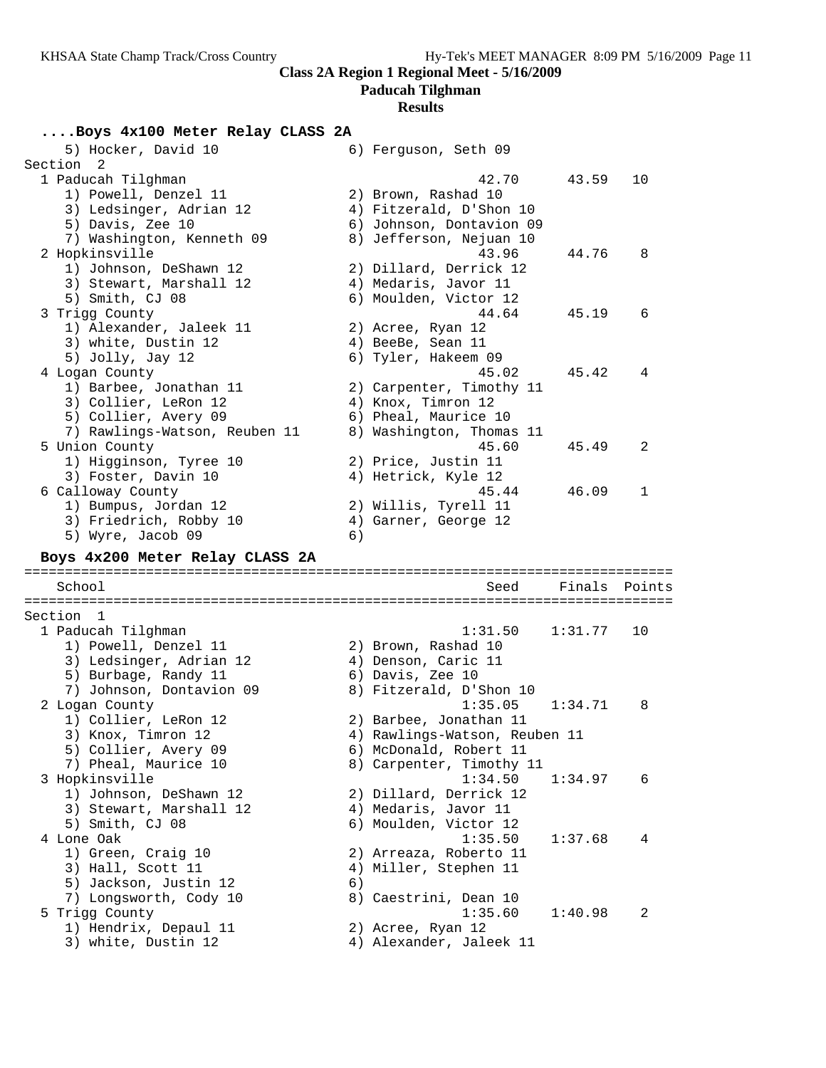**Class 2A Region 1 Regional Meet - 5/16/2009**

**Paducah Tilghman**

**Results**

### ....Boys 4x100 Meter Relay CLASS 2A

```
    5) Hocker, David 10               6) Ferguson, Seth 09
Section  2
  1 Paducah Tilghman                               42.70      43.59   10
     1) Powell, Denzel 11              2) Brown, Rashad 10
     3) Ledsinger, Adrian 12           4) Fitzerald, D'Shon 10
     5) Davis, Zee 10                  6) Johnson, Dontavion 09
     7) Washington, Kenneth 09         8) Jefferson, Nejuan 10
  2 Hopkinsville                                   43.96      44.76    8
     1) Johnson, DeShawn 12            2) Dillard, Derrick 12
     3) Stewart, Marshall 12           4) Medaris, Javor 11
     5) Smith, CJ 08                   6) Moulden, Victor 12
  3 Trigg County                                   44.64      45.19    6
     1) Alexander, Jaleek 11           2) Acree, Ryan 12
     3) white, Dustin 12               4) BeeBe, Sean 11
     5) Jolly, Jay 12                  6) Tyler, Hakeem 09
  4 Logan County                                   45.02      45.42    4
     1) Barbee, Jonathan 11            2) Carpenter, Timothy 11
     3) Collier, LeRon 12              4) Knox, Timron 12
     5) Collier, Avery 09              6) Pheal, Maurice 10
     7) Rawlings-Watson, Reuben 11     8) Washington, Thomas 11
  5 Union County                                   45.60      45.49    2
     1) Higginson, Tyree 10            2) Price, Justin 11
     3) Foster, Davin 10               4) Hetrick, Kyle 12
  6 Calloway County                                45.44      46.09    1
     1) Bumpus, Jordan 12              2) Willis, Tyrell 11
     3) Friedrich, Robby 10            4) Garner, George 12
     5) Wyre, Jacob 09                 6)
```

### Boys 4x200 Meter Relay CLASS 2A

```
================================================================================
   School                                          Seed     Finals  Points
================================================================================
Section  1
  1 Paducah Tilghman                             1:31.50    1:31.77   10
     1) Powell, Denzel 11              2) Brown, Rashad 10
     3) Ledsinger, Adrian 12           4) Denson, Caric 11
     5) Burbage, Randy 11              6) Davis, Zee 10
     7) Johnson, Dontavion 09          8) Fitzerald, D'Shon 10
  2 Logan County                                 1:35.05    1:34.71    8
     1) Collier, LeRon 12              2) Barbee, Jonathan 11
     3) Knox, Timron 12                4) Rawlings-Watson, Reuben 11
     5) Collier, Avery 09              6) McDonald, Robert 11
     7) Pheal, Maurice 10              8) Carpenter, Timothy 11
  3 Hopkinsville                                 1:34.50    1:34.97    6
     1) Johnson, DeShawn 12            2) Dillard, Derrick 12
     3) Stewart, Marshall 12           4) Medaris, Javor 11
     5) Smith, CJ 08                   6) Moulden, Victor 12
  4 Lone Oak                                     1:35.50    1:37.68    4
     1) Green, Craig 10                2) Arreaza, Roberto 11
     3) Hall, Scott 11                 4) Miller, Stephen 11
     5) Jackson, Justin 12             6)
     7) Longsworth, Cody 10            8) Caestrini, Dean 10
  5 Trigg County                                 1:35.60    1:40.98    2
     1) Hendrix, Depaul 11             2) Acree, Ryan 12
     3) white, Dustin 12               4) Alexander, Jaleek 11
```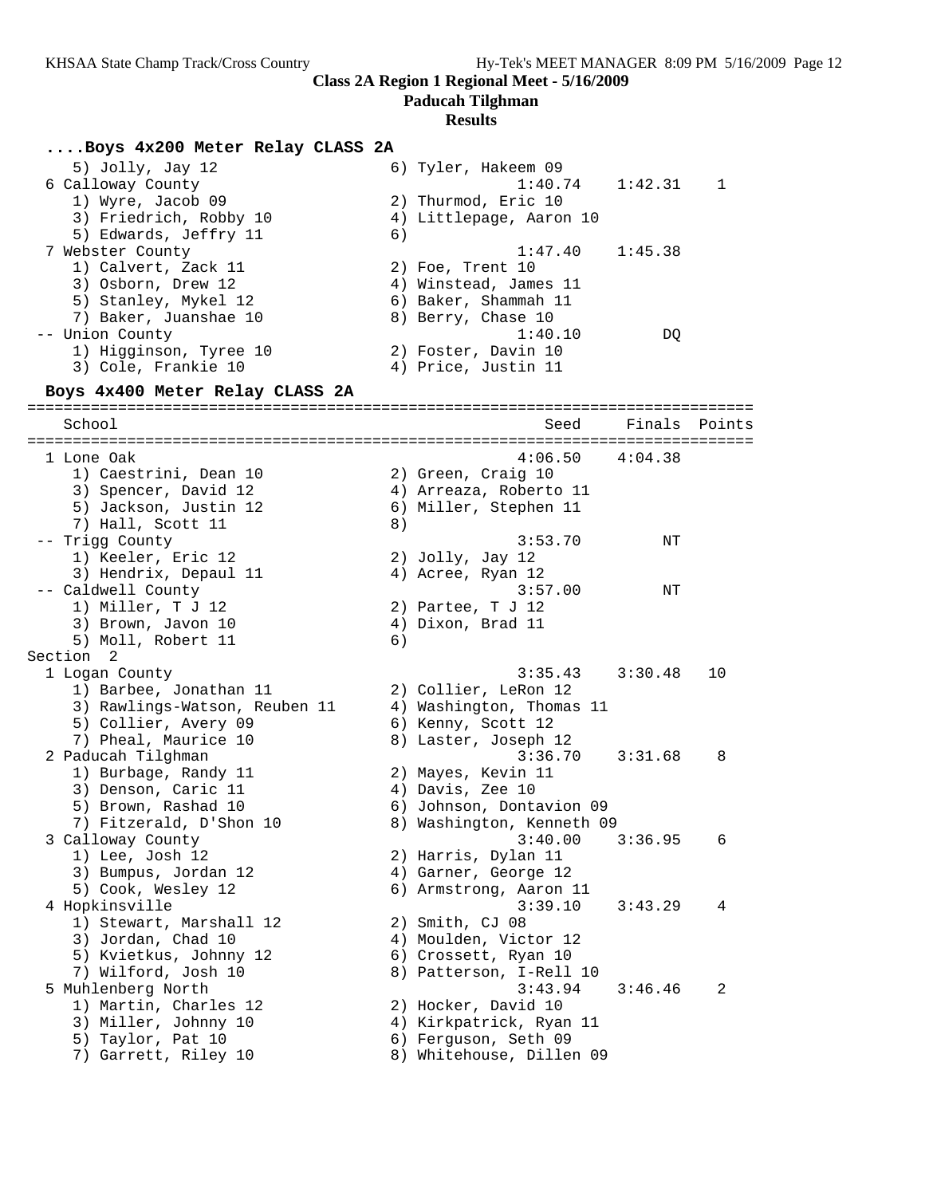**Class 2A Region 1 Regional Meet - 5/16/2009**

**Paducah Tilghman**

**Results**

### ....Boys 4x200 Meter Relay CLASS 2A

```
    5) Jolly, Jay 12                  6) Tyler, Hakeem 09
  6 Calloway County                             1:40.74    1:42.31    1
    1) Wyre, Jacob 09                 2) Thurmod, Eric 10
    3) Friedrich, Robby 10            4) Littlepage, Aaron 10
    5) Edwards, Jeffry 11             6)
  7 Webster County                              1:47.40    1:45.38
    1) Calvert, Zack 11               2) Foe, Trent 10
    3) Osborn, Drew 12                4) Winstead, James 11
    5) Stanley, Mykel 12              6) Baker, Shammah 11
    7) Baker, Juanshae 10             8) Berry, Chase 10
 -- Union County                                1:40.10         DQ
    1) Higginson, Tyree 10            2) Foster, Davin 10
    3) Cole, Frankie 10               4) Price, Justin 11
```

### Boys 4x400 Meter Relay CLASS 2A

```
=============================================================================
    School                                        Seed     Finals  Points
=============================================================================
  1 Lone Oak                                    4:06.50    4:04.38
    1) Caestrini, Dean 10             2) Green, Craig 10
    3) Spencer, David 12              4) Arreaza, Roberto 11
    5) Jackson, Justin 12             6) Miller, Stephen 11
    7) Hall, Scott 11                 8)
 -- Trigg County                                3:53.70         NT
    1) Keeler, Eric 12                2) Jolly, Jay 12
    3) Hendrix, Depaul 11             4) Acree, Ryan 12
 -- Caldwell County                             3:57.00         NT
    1) Miller, T J 12                 2) Partee, T J 12
    3) Brown, Javon 10                4) Dixon, Brad 11
    5) Moll, Robert 11                6)
Section  2
  1 Logan County                                3:35.43    3:30.48   10
    1) Barbee, Jonathan 11            2) Collier, LeRon 12
    3) Rawlings-Watson, Reuben 11     4) Washington, Thomas 11
    5) Collier, Avery 09              6) Kenny, Scott 12
    7) Pheal, Maurice 10              8) Laster, Joseph 12
  2 Paducah Tilghman                            3:36.70    3:31.68    8
    1) Burbage, Randy 11              2) Mayes, Kevin 11
    3) Denson, Caric 11               4) Davis, Zee 10
    5) Brown, Rashad 10               6) Johnson, Dontavion 09
    7) Fitzerald, D'Shon 10           8) Washington, Kenneth 09
  3 Calloway County                             3:40.00    3:36.95    6
    1) Lee, Josh 12                   2) Harris, Dylan 11
    3) Bumpus, Jordan 12              4) Garner, George 12
    5) Cook, Wesley 12                6) Armstrong, Aaron 11
  4 Hopkinsville                                3:39.10    3:43.29    4
    1) Stewart, Marshall 12           2) Smith, CJ 08
    3) Jordan, Chad 10                4) Moulden, Victor 12
    5) Kvietkus, Johnny 12            6) Crossett, Ryan 10
    7) Wilford, Josh 10               8) Patterson, I-Rell 10
  5 Muhlenberg North                            3:43.94    3:46.46    2
    1) Martin, Charles 12             2) Hocker, David 10
    3) Miller, Johnny 10              4) Kirkpatrick, Ryan 11
    5) Taylor, Pat 10                 6) Ferguson, Seth 09
    7) Garrett, Riley 10              8) Whitehouse, Dillen 09
```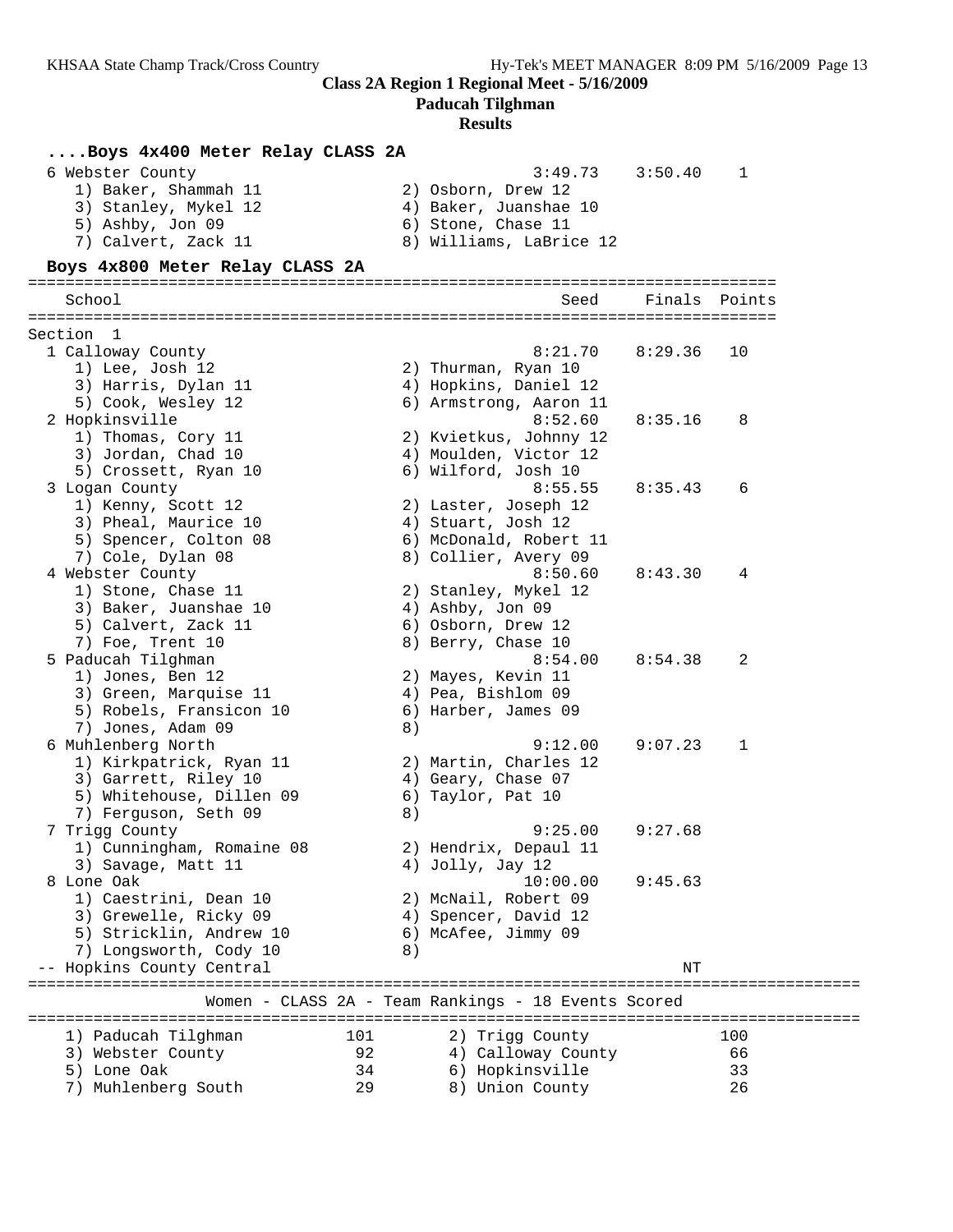**Class 2A Region 1 Regional Meet - 5/16/2009**

**Paducah Tilghman**

**Results**

### ....Boys 4x400 Meter Relay CLASS 2A

| School | Seed | Finals | Points |
|---|---|---|---|
| 6 Webster County | 3:49.73 | 3:50.40 | 1 |
| 1) Baker, Shammah 11; 2) Osborn, Drew 12; 3) Stanley, Mykel 12; 4) Baker, Juanshae 10; 5) Ashby, Jon 09; 6) Stone, Chase 11; 7) Calvert, Zack 11; 8) Williams, LaBrice 12 | | | |

### Boys 4x800 Meter Relay CLASS 2A

| School | Seed | Finals | Points |
|---|---|---|---|
| **Section 1** | | | |
| 1 Calloway County | 8:21.70 | 8:29.36 | 10 |
| 1) Lee, Josh 12; 2) Thurman, Ryan 10; 3) Harris, Dylan 11; 4) Hopkins, Daniel 12; 5) Cook, Wesley 12; 6) Armstrong, Aaron 11 | | | |
| 2 Hopkinsville | 8:52.60 | 8:35.16 | 8 |
| 1) Thomas, Cory 11; 2) Kvietkus, Johnny 12; 3) Jordan, Chad 10; 4) Moulden, Victor 12; 5) Crossett, Ryan 10; 6) Wilford, Josh 10 | | | |
| 3 Logan County | 8:55.55 | 8:35.43 | 6 |
| 1) Kenny, Scott 12; 2) Laster, Joseph 12; 3) Pheal, Maurice 10; 4) Stuart, Josh 12; 5) Spencer, Colton 08; 6) McDonald, Robert 11; 7) Cole, Dylan 08; 8) Collier, Avery 09 | | | |
| 4 Webster County | 8:50.60 | 8:43.30 | 4 |
| 1) Stone, Chase 11; 2) Stanley, Mykel 12; 3) Baker, Juanshae 10; 4) Ashby, Jon 09; 5) Calvert, Zack 11; 6) Osborn, Drew 12; 7) Foe, Trent 10; 8) Berry, Chase 10 | | | |
| 5 Paducah Tilghman | 8:54.00 | 8:54.38 | 2 |
| 1) Jones, Ben 12; 2) Mayes, Kevin 11; 3) Green, Marquise 11; 4) Pea, Bishlom 09; 5) Robels, Fransicon 10; 6) Harber, James 09; 7) Jones, Adam 09; 8) | | | |
| 6 Muhlenberg North | 9:12.00 | 9:07.23 | 1 |
| 1) Kirkpatrick, Ryan 11; 2) Martin, Charles 12; 3) Garrett, Riley 10; 4) Geary, Chase 07; 5) Whitehouse, Dillen 09; 6) Taylor, Pat 10; 7) Ferguson, Seth 09; 8) | | | |
| 7 Trigg County | 9:25.00 | 9:27.68 | |
| 1) Cunningham, Romaine 08; 2) Hendrix, Depaul 11; 3) Savage, Matt 11; 4) Jolly, Jay 12 | | | |
| 8 Lone Oak | 10:00.00 | 9:45.63 | |
| 1) Caestrini, Dean 10; 2) McNail, Robert 09; 3) Grewelle, Ricky 09; 4) Spencer, David 12; 5) Stricklin, Andrew 10; 6) McAfee, Jimmy 09; 7) Longsworth, Cody 10; 8) | | | |
| -- Hopkins County Central | | NT | |

### Women - CLASS 2A - Team Rankings - 18 Events Scored

| Rank | Team | Points |
|---|---|---|
| 1) | Paducah Tilghman | 101 |
| 2) | Trigg County | 100 |
| 3) | Webster County | 92 |
| 4) | Calloway County | 66 |
| 5) | Lone Oak | 34 |
| 6) | Hopkinsville | 33 |
| 7) | Muhlenberg South | 29 |
| 8) | Union County | 26 |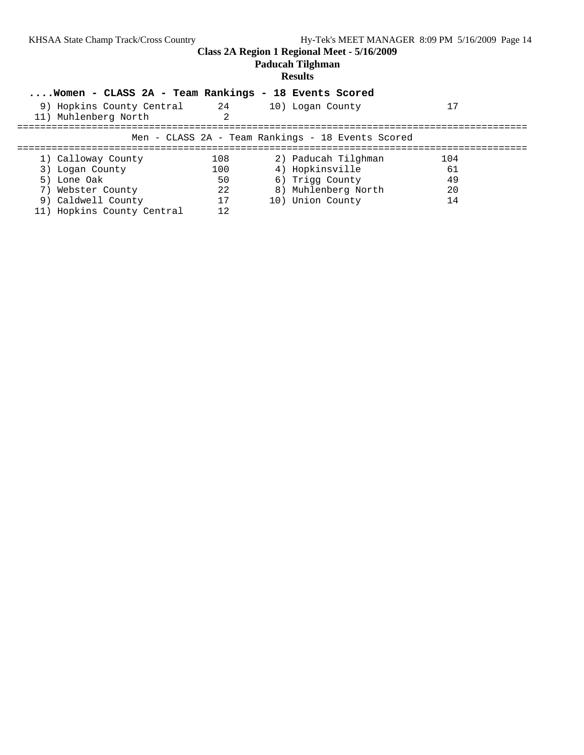## Class 2A Region 1 Regional Meet - 5/16/2009

## Paducah Tilghman

### Results

**....Women - CLASS 2A - Team Rankings - 18 Events Scored**

| | | | |
|---|---|---|---|
| 9) Hopkins County Central | 24 | 10) Logan County | 17 |
| 11) Muhlenberg North | 2 | | |

**Men - CLASS 2A - Team Rankings - 18 Events Scored**

| | | | |
|---|---|---|---|
| 1) Calloway County | 108 | 2) Paducah Tilghman | 104 |
| 3) Logan County | 100 | 4) Hopkinsville | 61 |
| 5) Lone Oak | 50 | 6) Trigg County | 49 |
| 7) Webster County | 22 | 8) Muhlenberg North | 20 |
| 9) Caldwell County | 17 | 10) Union County | 14 |
| 11) Hopkins County Central | 12 | | |